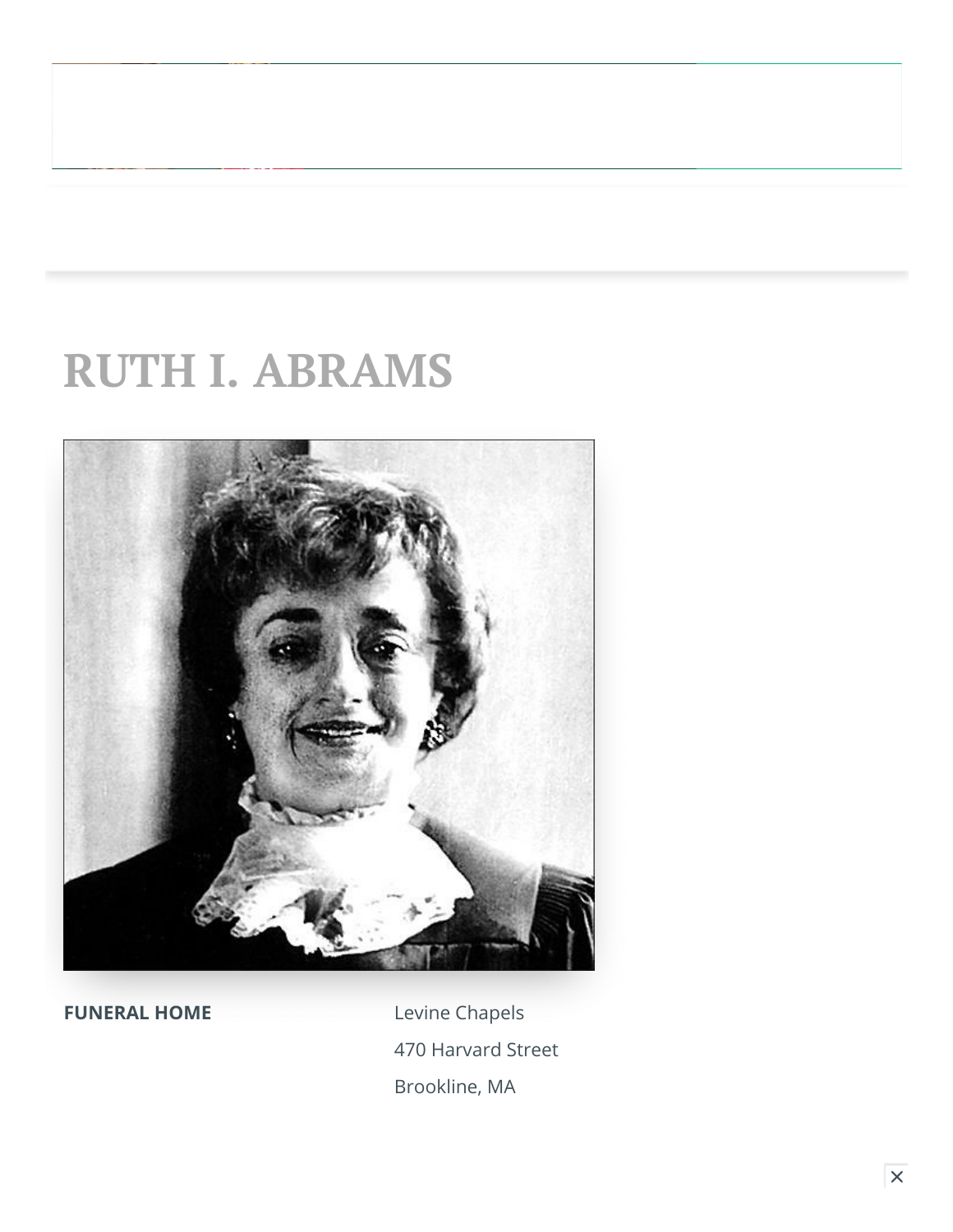# RUTH I. ABRAMS

**FUNERAL HOME**

Levine Chapels
470 Harvard Street
Brookline, MA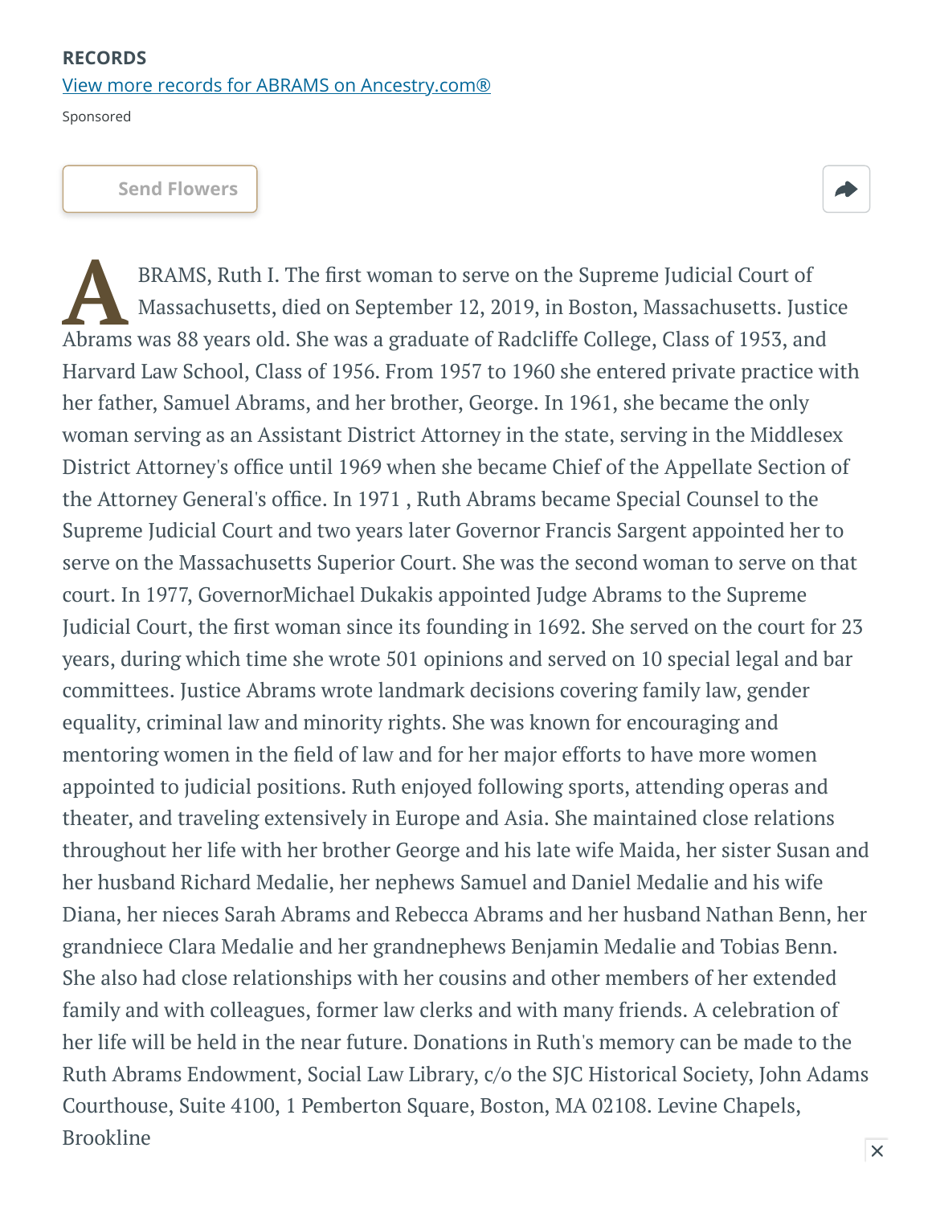**RECORDS**

View more records for ABRAMS on Ancestry.com®

Sponsored

Send Flowers

ABRAMS, Ruth I. The first woman to serve on the Supreme Judicial Court of Massachusetts, died on September 12, 2019, in Boston, Massachusetts. Justice Abrams was 88 years old. She was a graduate of Radcliffe College, Class of 1953, and Harvard Law School, Class of 1956. From 1957 to 1960 she entered private practice with her father, Samuel Abrams, and her brother, George. In 1961, she became the only woman serving as an Assistant District Attorney in the state, serving in the Middlesex District Attorney's office until 1969 when she became Chief of the Appellate Section of the Attorney General's office. In 1971 , Ruth Abrams became Special Counsel to the Supreme Judicial Court and two years later Governor Francis Sargent appointed her to serve on the Massachusetts Superior Court. She was the second woman to serve on that court. In 1977, GovernorMichael Dukakis appointed Judge Abrams to the Supreme Judicial Court, the first woman since its founding in 1692. She served on the court for 23 years, during which time she wrote 501 opinions and served on 10 special legal and bar committees. Justice Abrams wrote landmark decisions covering family law, gender equality, criminal law and minority rights. She was known for encouraging and mentoring women in the field of law and for her major efforts to have more women appointed to judicial positions. Ruth enjoyed following sports, attending operas and theater, and traveling extensively in Europe and Asia. She maintained close relations throughout her life with her brother George and his late wife Maida, her sister Susan and her husband Richard Medalie, her nephews Samuel and Daniel Medalie and his wife Diana, her nieces Sarah Abrams and Rebecca Abrams and her husband Nathan Benn, her grandniece Clara Medalie and her grandnephews Benjamin Medalie and Tobias Benn. She also had close relationships with her cousins and other members of her extended family and with colleagues, former law clerks and with many friends. A celebration of her life will be held in the near future. Donations in Ruth's memory can be made to the Ruth Abrams Endowment, Social Law Library, c/o the SJC Historical Society, John Adams Courthouse, Suite 4100, 1 Pemberton Square, Boston, MA 02108. Levine Chapels, Brookline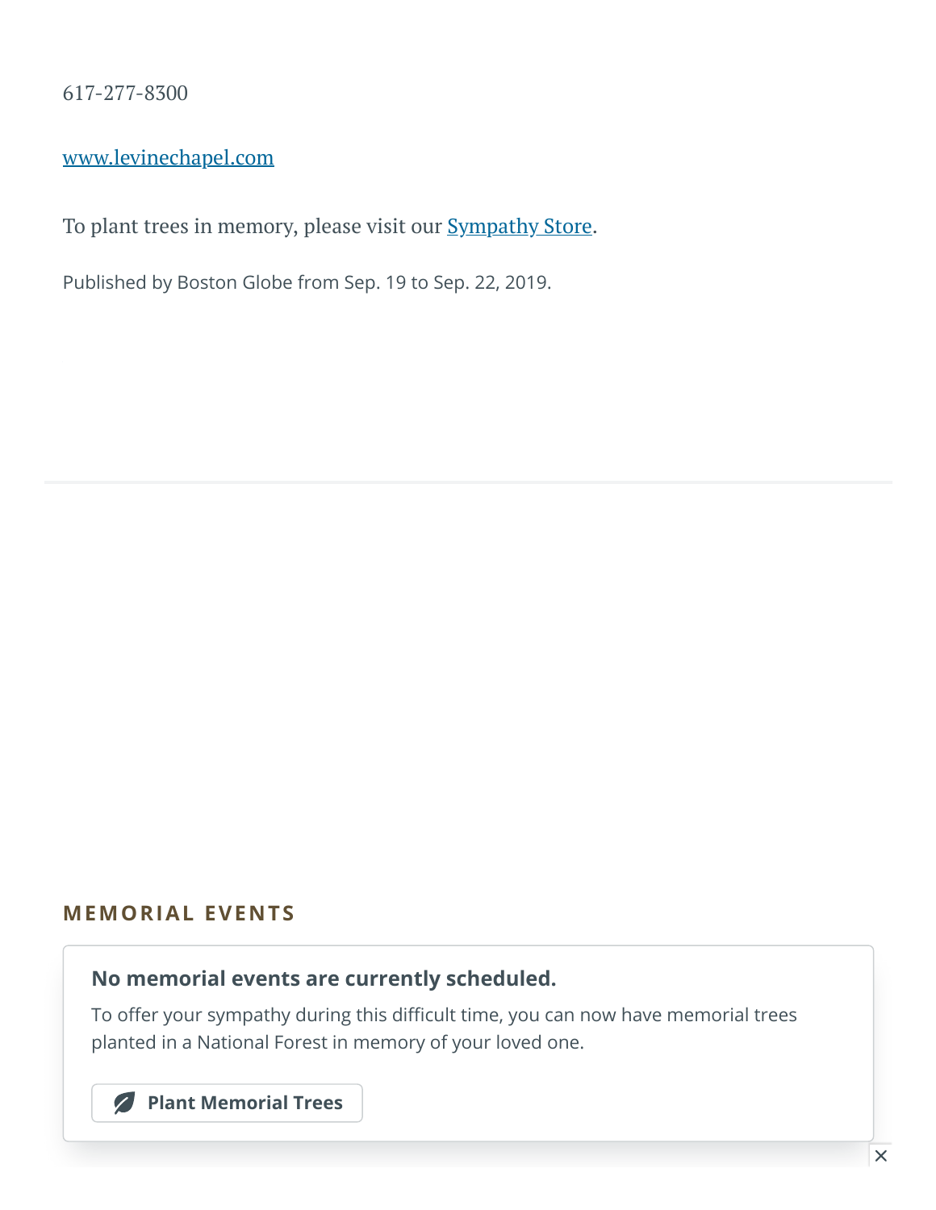617-277-8300

www.levinechapel.com

To plant trees in memory, please visit our Sympathy Store.

Published by Boston Globe from Sep. 19 to Sep. 22, 2019.

## MEMORIAL EVENTS

**No memorial events are currently scheduled.**

To offer your sympathy during this difficult time, you can now have memorial trees planted in a National Forest in memory of your loved one.

Plant Memorial Trees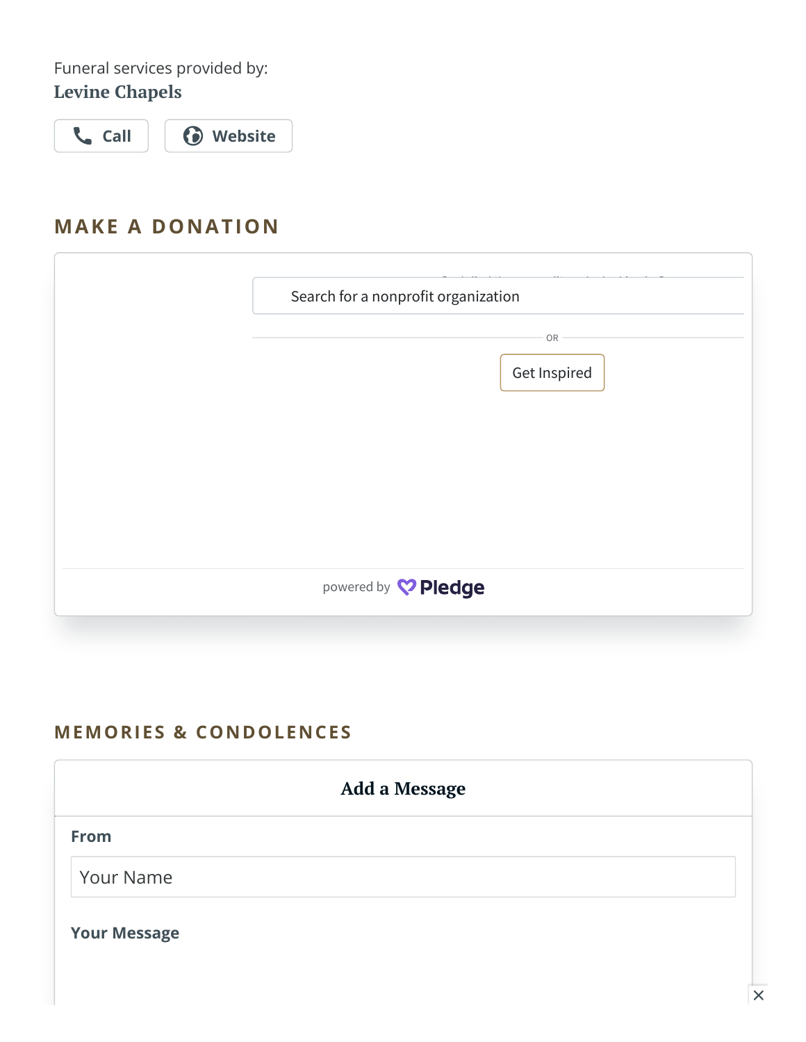Funeral services provided by:
**Levine Chapels**

Call | Website

## MAKE A DONATION

Search for a nonprofit organization

OR

Get Inspired

powered by Pledge

## MEMORIES & CONDOLENCES

### Add a Message

**From**

Your Name

**Your Message**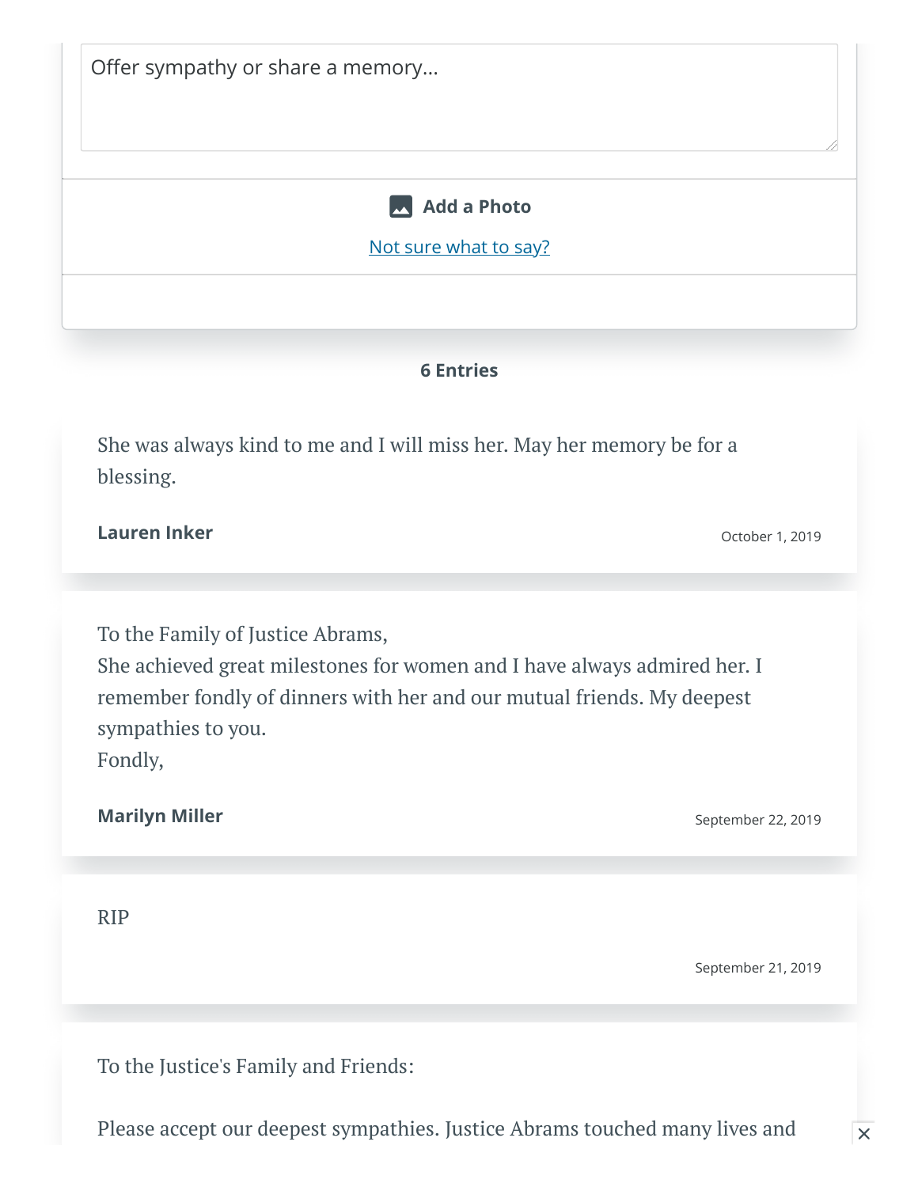Offer sympathy or share a memory...

Add a Photo

Not sure what to say?

**6 Entries**

She was always kind to me and I will miss her. May her memory be for a blessing.

**Lauren Inker**

October 1, 2019

To the Family of Justice Abrams,
She achieved great milestones for women and I have always admired her. I remember fondly of dinners with her and our mutual friends. My deepest sympathies to you.
Fondly,

**Marilyn Miller**

September 22, 2019

RIP

September 21, 2019

To the Justice's Family and Friends:

Please accept our deepest sympathies. Justice Abrams touched many lives and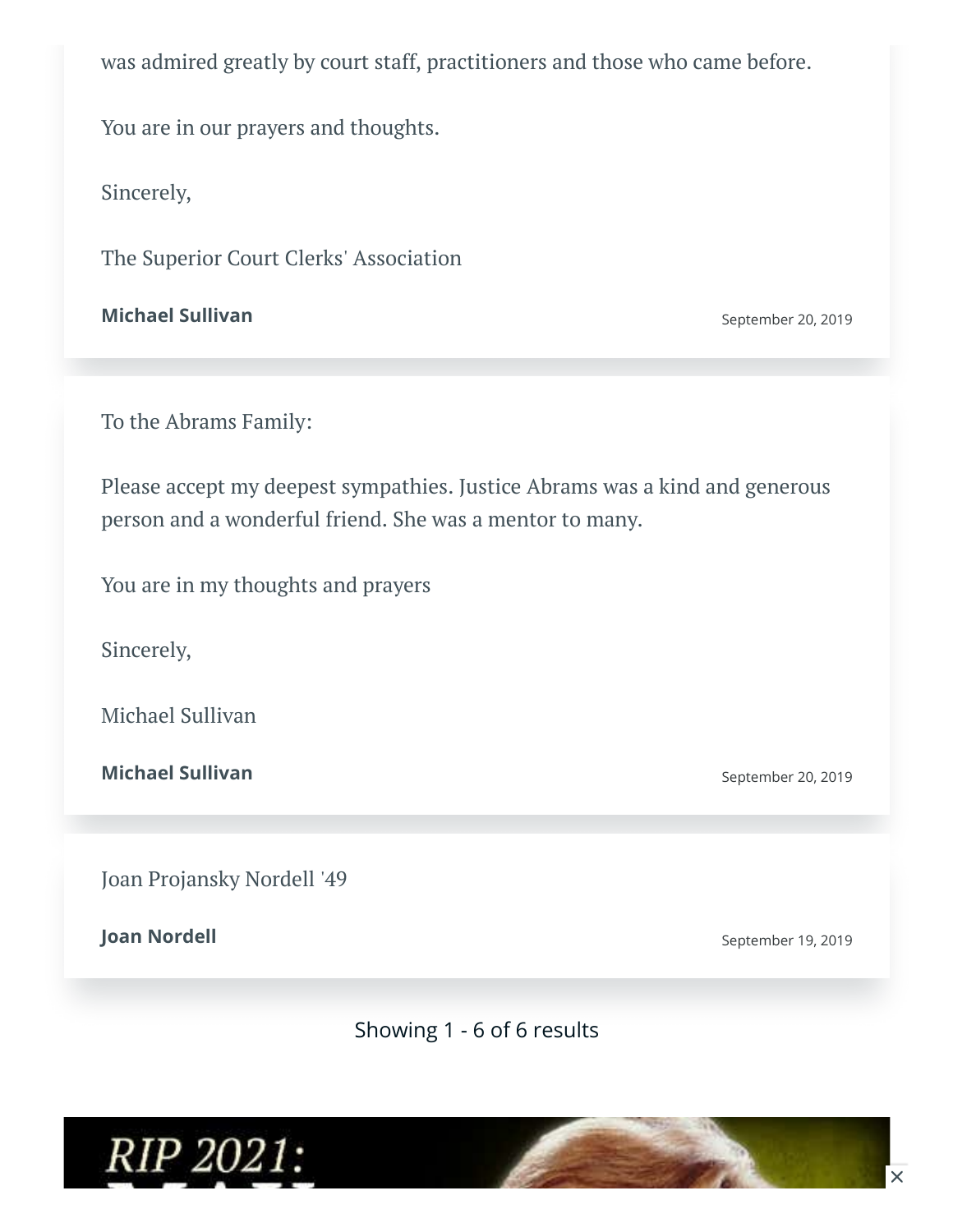was admired greatly by court staff, practitioners and those who came before.

You are in our prayers and thoughts.

Sincerely,

The Superior Court Clerks' Association

**Michael Sullivan**

September 20, 2019

---

To the Abrams Family:

Please accept my deepest sympathies. Justice Abrams was a kind and generous person and a wonderful friend. She was a mentor to many.

You are in my thoughts and prayers

Sincerely,

Michael Sullivan

**Michael Sullivan**

September 20, 2019

---

Joan Projansky Nordell '49

**Joan Nordell**

September 19, 2019

---

Showing 1 - 6 of 6 results

RIP 2021: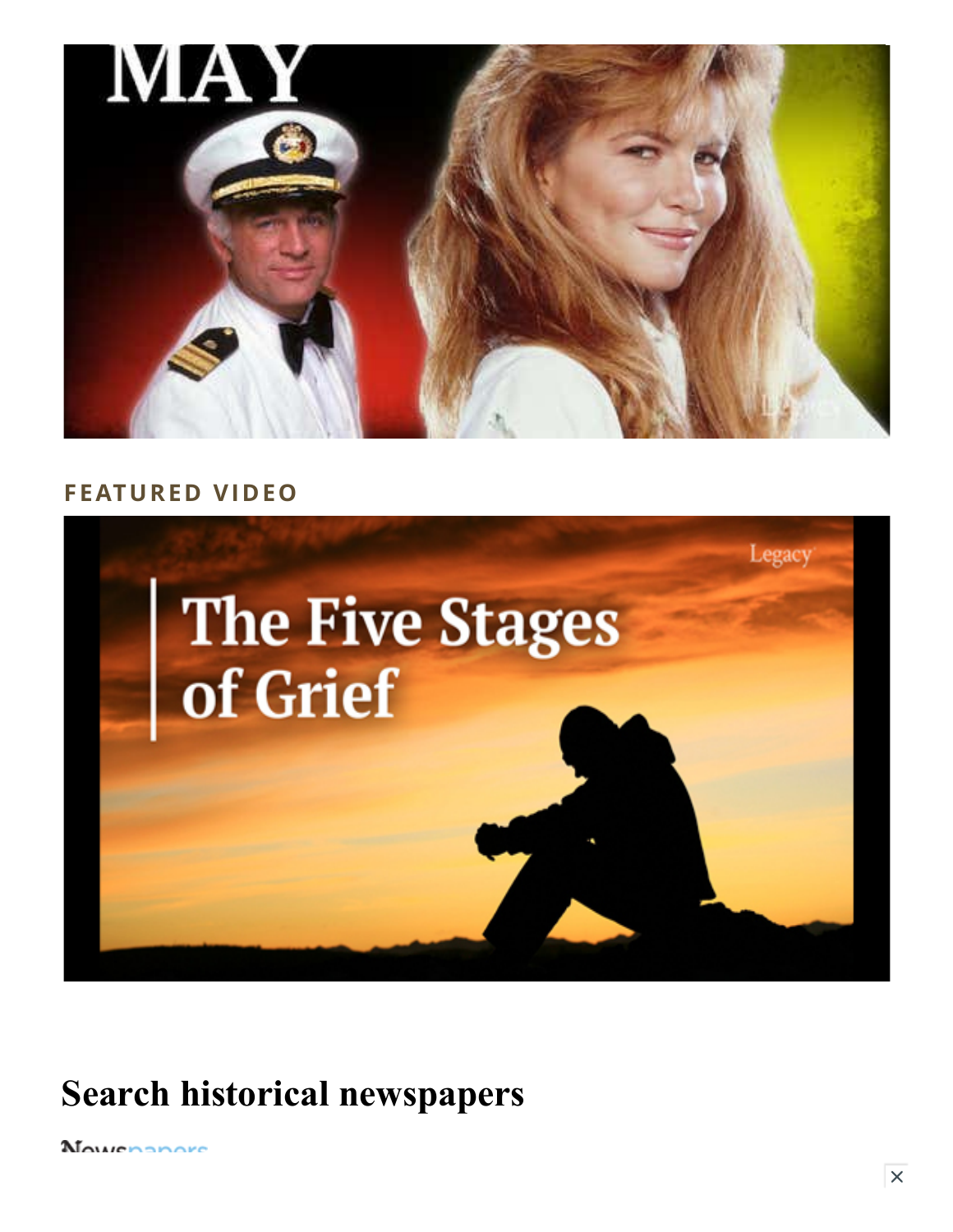FEATURED VIDEO

## Search historical newspapers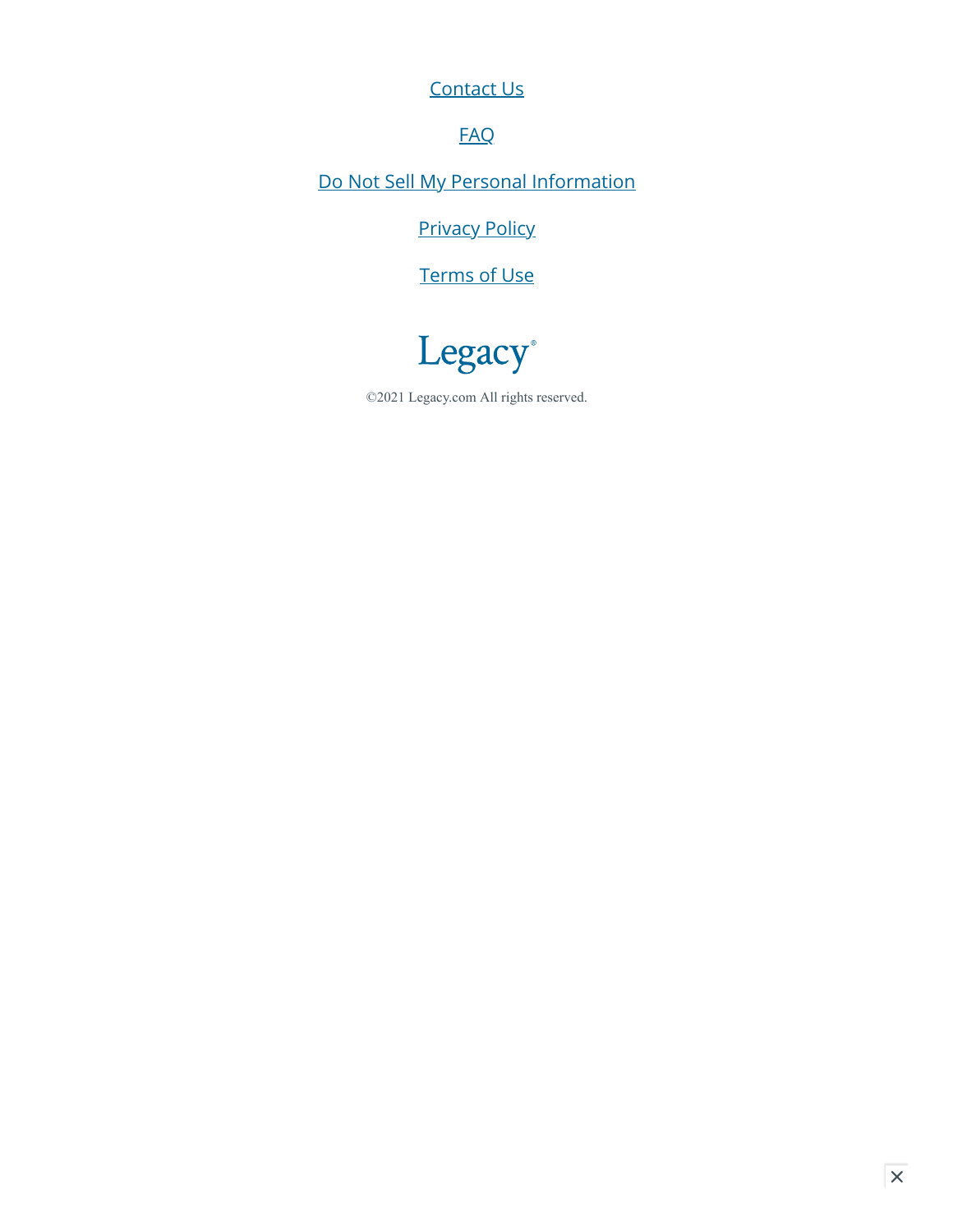Contact Us

FAQ

Do Not Sell My Personal Information

Privacy Policy

Terms of Use

Legacy®

©2021 Legacy.com All rights reserved.